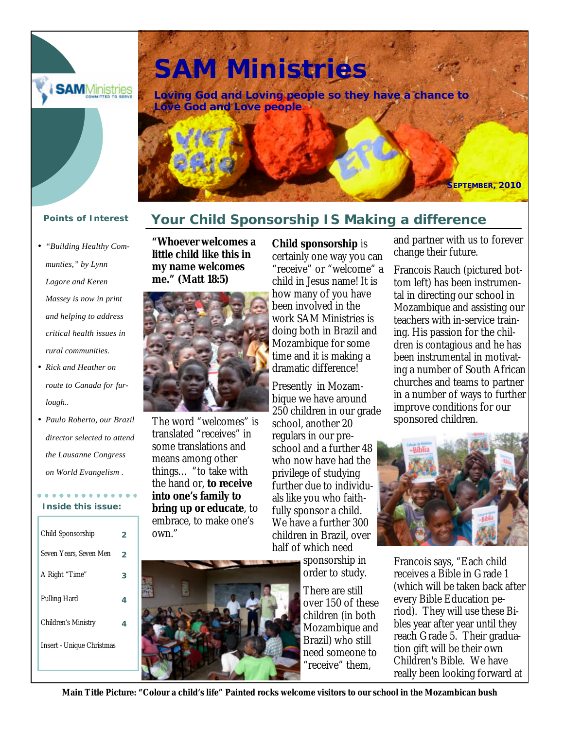# SAM Ministries

**Loving God and Loving people so they have a chance to Love God and Love people**

**SEPTEMBER, 2010**

**Points of Interest**

- *"Building Healthy Communities," by Lynn Lagore and Keren Massey is now in print and helping to address critical health issues in rural communities.*
- *Rick and Heather on route to Canada for furlough..*
- *Paulo Roberto, our Brazil director selected to attend the Lausanne Congress on World Evangelism .*

**Inside this issue:**

| | |
|---|---|
| Child Sponsorship | 2 |
| Seven Years, Seven Men | 2 |
| A Right "Time" | 3 |
| Pulling Hard | 4 |
| Children's Ministry | 4 |
| Insert - Unique Christmas | |

## Your Child Sponsorship IS Making a difference

**"Whoever welcomes a little child like this in my name welcomes me." (Matt 18:5)**

The word "welcomes" is translated "receives" in some translations and means among other things… "to take with the hand or, **to receive into one's family to bring up or educate**, to embrace, to make one's own."

**Child sponsorship** is certainly one way you can "receive" or "welcome" a child in Jesus name! It is how many of you have been involved in the work SAM Ministries is doing both in Brazil and Mozambique for some time and it is making a dramatic difference!

Presently in Mozambique we have around 250 children in our grade school, another 20 regulars in our preschool and a further 48 who now have had the privilege of studying further due to individuals like you who faithfully sponsor a child. We have a further 300 children in Brazil, over half of which need sponsorship in order to study.

There are still over 150 of these children (in both Mozambique and Brazil) who still need someone to "receive" them, and partner with us to forever change their future.

Francois Rauch (pictured bottom left) has been instrumental in directing our school in Mozambique and assisting our teachers with in-service training. His passion for the children is contagious and he has been instrumental in motivating a number of South African churches and teams to partner in a number of ways to further improve conditions for our sponsored children.

Francois says, "Each child receives a Bible in Grade 1 (which will be taken back after every Bible Education period). They will use these Bibles year after year until they reach Grade 5. Their graduation gift will be their own Children's Bible. We have really been looking forward at

**Main Title Picture: "Colour a child's life" Painted rocks welcome visitors to our school in the Mozambican bush**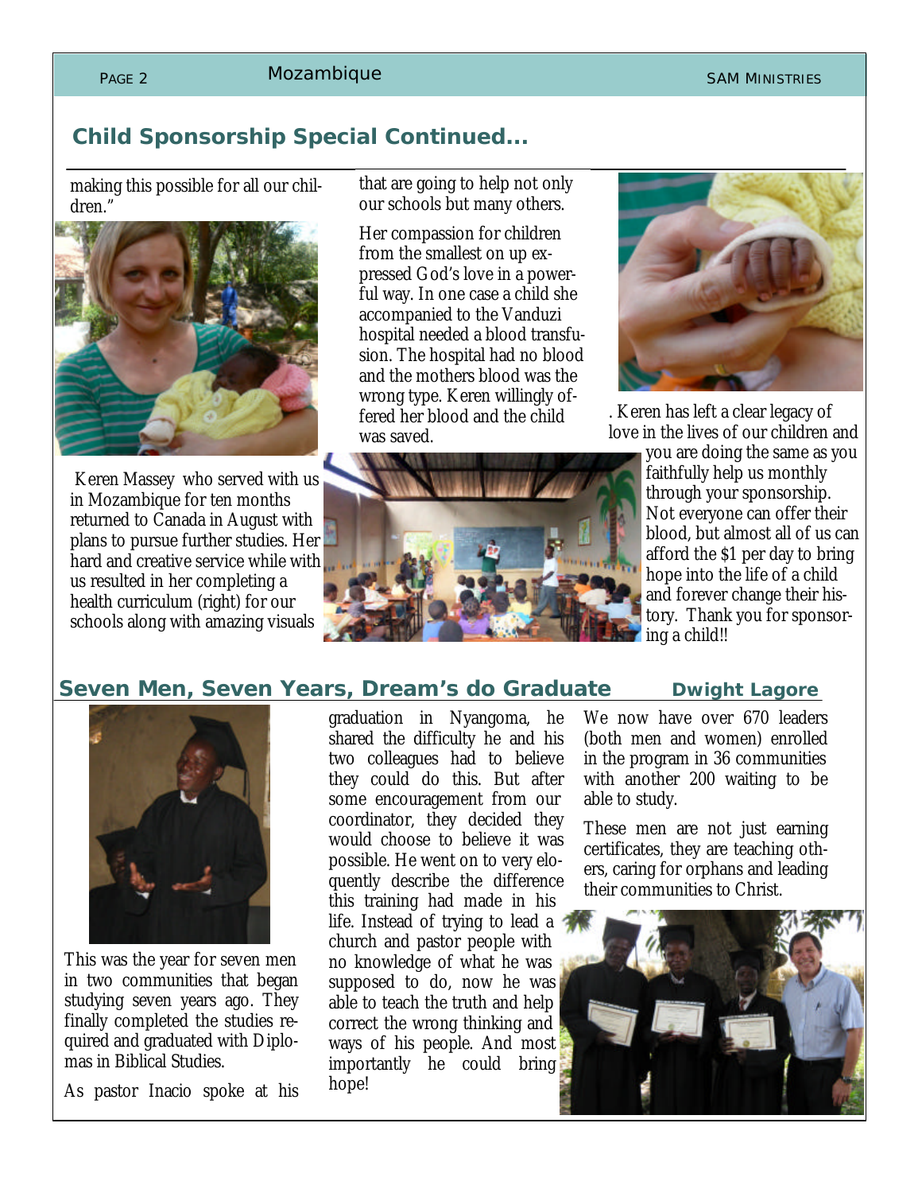## Child Sponsorship Special Continued...

making this possible for all our children."

Keren Massey who served with us in Mozambique for ten months returned to Canada in August with plans to pursue further studies. Her hard and creative service while with us resulted in her completing a health curriculum (right) for our schools along with amazing visuals that are going to help not only our schools but many others.

Her compassion for children from the smallest on up expressed God's love in a powerful way. In one case a child she accompanied to the Vanduzi hospital needed a blood transfusion. The hospital had no blood and the mothers blood was the wrong type. Keren willingly offered her blood and the child was saved.

. Keren has left a clear legacy of love in the lives of our children and you are doing the same as you faithfully help us monthly through your sponsorship. Not everyone can offer their blood, but almost all of us can afford the $1 per day to bring hope into the life of a child and forever change their history. Thank you for sponsoring a child!!

## Seven Men, Seven Years, Dream's do Graduate

**Dwight Lagore**

This was the year for seven men in two communities that began studying seven years ago. They finally completed the studies required and graduated with Diplomas in Biblical Studies.

As pastor Inacio spoke at his graduation in Nyangoma, he shared the difficulty he and his two colleagues had to believe they could do this. But after some encouragement from our coordinator, they decided they would choose to believe it was possible. He went on to very eloquently describe the difference this training had made in his life. Instead of trying to lead a church and pastor people with no knowledge of what he was supposed to do, now he was able to teach the truth and help correct the wrong thinking and ways of his people. And most importantly he could bring hope!

We now have over 670 leaders (both men and women) enrolled in the program in 36 communities with another 200 waiting to be able to study.

These men are not just earning certificates, they are teaching others, caring for orphans and leading their communities to Christ.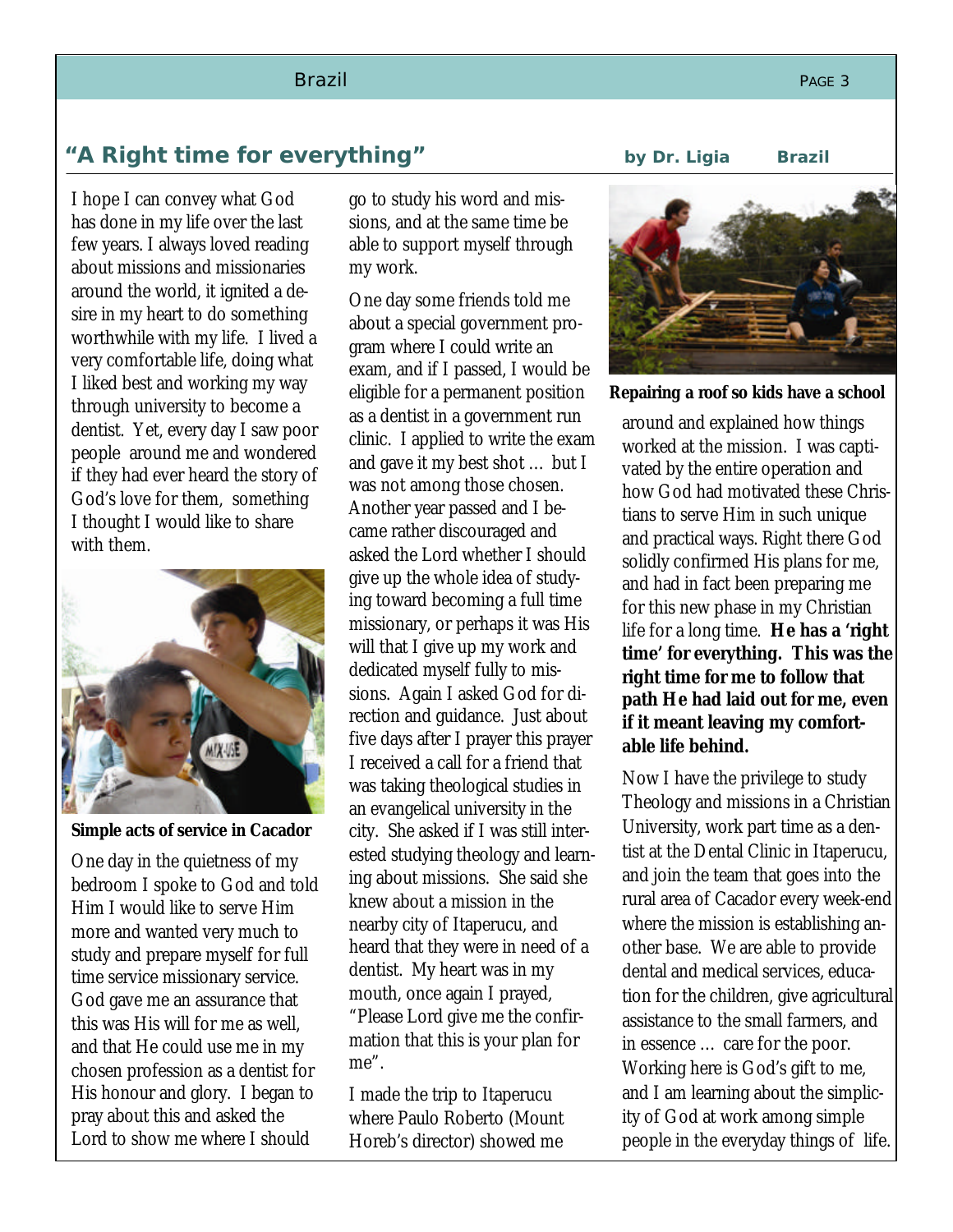## "A Right time for everything"

**by Dr. Ligia Brazil**

I hope I can convey what God has done in my life over the last few years. I always loved reading about missions and missionaries around the world, it ignited a desire in my heart to do something worthwhile with my life. I lived a very comfortable life, doing what I liked best and working my way through university to become a dentist. Yet, every day I saw poor people around me and wondered if they had ever heard the story of God's love for them, something I thought I would like to share with them.

**Simple acts of service in Cacador**

One day in the quietness of my bedroom I spoke to God and told Him I would like to serve Him more and wanted very much to study and prepare myself for full time service missionary service. God gave me an assurance that this was His will for me as well, and that He could use me in my chosen profession as a dentist for His honour and glory. I began to pray about this and asked the Lord to show me where I should go to study his word and missions, and at the same time be able to support myself through my work.

One day some friends told me about a special government program where I could write an exam, and if I passed, I would be eligible for a permanent position as a dentist in a government run clinic. I applied to write the exam and gave it my best shot … but I was not among those chosen. Another year passed and I became rather discouraged and asked the Lord whether I should give up the whole idea of studying toward becoming a full time missionary, or perhaps it was His will that I give up my work and dedicated myself fully to missions. Again I asked God for direction and guidance. Just about five days after I prayer this prayer I received a call for a friend that was taking theological studies in an evangelical university in the city. She asked if I was still interested studying theology and learning about missions. She said she knew about a mission in the nearby city of Itaperucu, and heard that they were in need of a dentist. My heart was in my mouth, once again I prayed, "Please Lord give me the confirmation that this is your plan for me".

I made the trip to Itaperucu where Paulo Roberto (Mount Horeb's director) showed me around and explained how things worked at the mission. I was captivated by the entire operation and how God had motivated these Christians to serve Him in such unique and practical ways. Right there God solidly confirmed His plans for me, and had in fact been preparing me for this new phase in my Christian life for a long time. **He has a 'right time' for everything. This was the right time for me to follow that path He had laid out for me, even if it meant leaving my comfortable life behind.**

**Repairing a roof so kids have a school**

Now I have the privilege to study Theology and missions in a Christian University, work part time as a dentist at the Dental Clinic in Itaperucu, and join the team that goes into the rural area of Cacador every week-end where the mission is establishing another base. We are able to provide dental and medical services, education for the children, give agricultural assistance to the small farmers, and in essence … care for the poor. Working here is God's gift to me, and I am learning about the simplicity of God at work among simple people in the everyday things of life.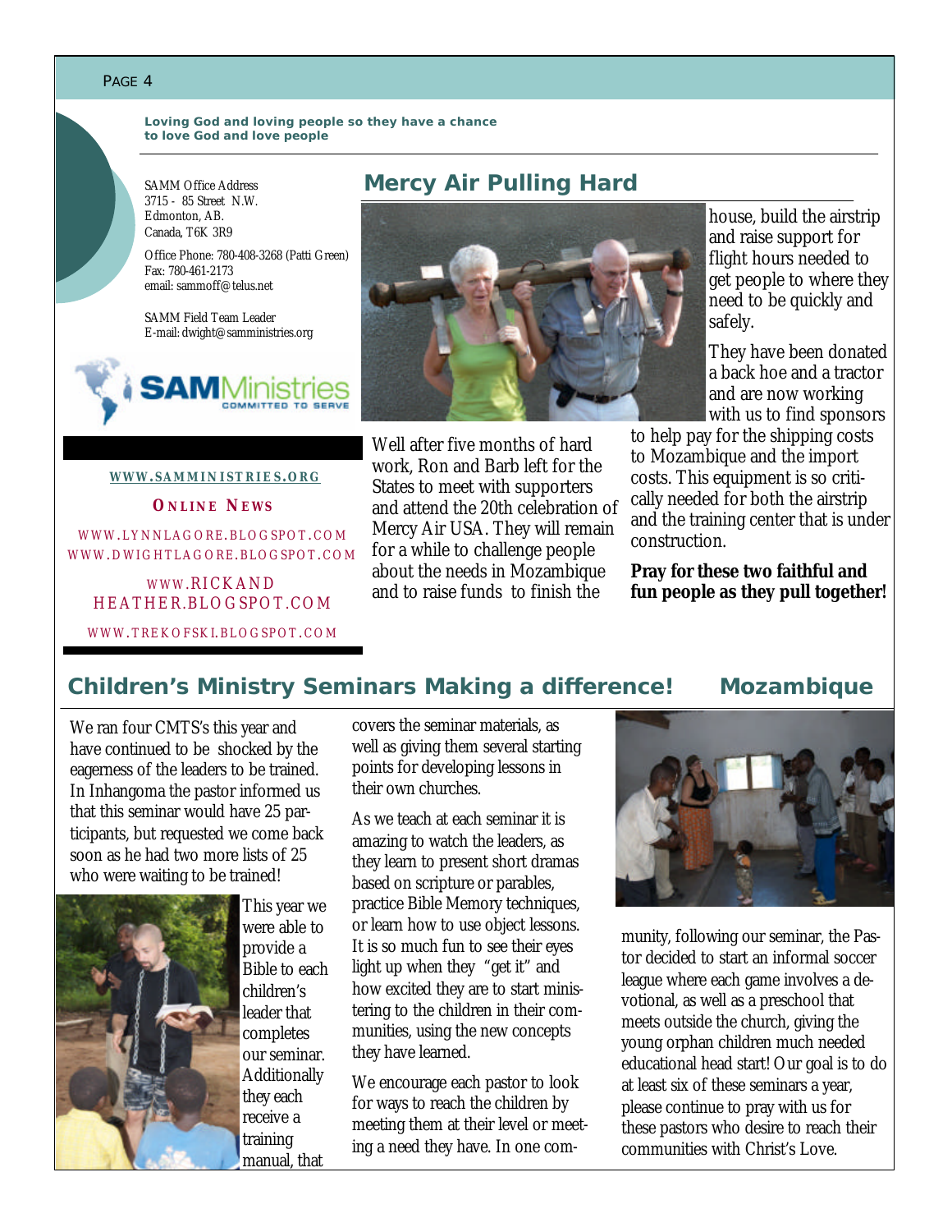**Loving God and loving people so they have a chance to love God and love people**

SAMM Office Address
3715 - 85 Street N.W.
Edmonton, AB.
Canada, T6K 3R9

Office Phone: 780-408-3268 (Patti Green)
Fax: 780-461-2173
email: sammoff@telus.net

SAMM Field Team Leader
E-mail: dwight@samministries.org

SAMMinistries
COMMITTED TO SERVE

WWW.SAMMINISTRIES.ORG

**ONLINE NEWS**

WWW.LYNNLAGORE.BLOGSPOT.COM
WWW.DWIGHTLAGORE.BLOGSPOT.COM

WWW.RICKANDHEATHER.BLOGSPOT.COM

WWW.TREKOFSKI.BLOGSPOT.COM

## Mercy Air Pulling Hard

Well after five months of hard work, Ron and Barb left for the States to meet with supporters and attend the 20th celebration of Mercy Air USA. They will remain for a while to challenge people about the needs in Mozambique and to raise funds to finish the house, build the airstrip and raise support for flight hours needed to get people to where they need to be quickly and safely.

They have been donated a back hoe and a tractor and are now working with us to find sponsors to help pay for the shipping costs to Mozambique and the import costs. This equipment is so critically needed for both the airstrip and the training center that is under construction.

**Pray for these two faithful and fun people as they pull together!**

## Children's Ministry Seminars Making a difference! Mozambique

We ran four CMTS's this year and have continued to be shocked by the eagerness of the leaders to be trained. In Inhangoma the pastor informed us that this seminar would have 25 participants, but requested we come back soon as he had two more lists of 25 who were waiting to be trained!

This year we were able to provide a Bible to each children's leader that completes our seminar. Additionally they each receive a training manual, that covers the seminar materials, as well as giving them several starting points for developing lessons in their own churches.

As we teach at each seminar it is amazing to watch the leaders, as they learn to present short dramas based on scripture or parables, practice Bible Memory techniques, or learn how to use object lessons. It is so much fun to see their eyes light up when they "get it" and how excited they are to start ministering to the children in their communities, using the new concepts they have learned.

We encourage each pastor to look for ways to reach the children by meeting them at their level or meeting a need they have. In one community, following our seminar, the Pastor decided to start an informal soccer league where each game involves a devotional, as well as a preschool that meets outside the church, giving the young orphan children much needed educational head start! Our goal is to do at least six of these seminars a year, please continue to pray with us for these pastors who desire to reach their communities with Christ's Love.